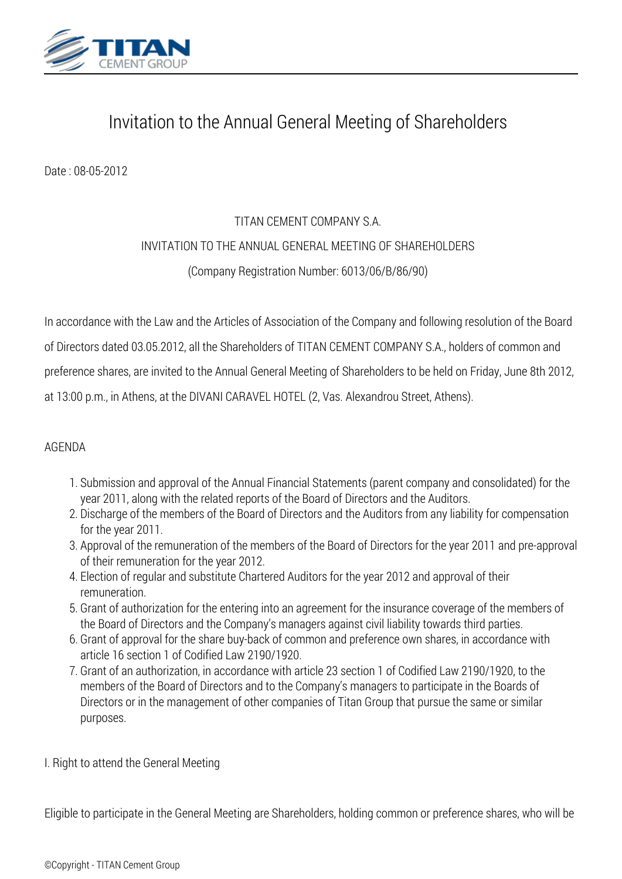# Invitation to the Annual General Meeting of Shareholders

Date : 08-05-2012

TITAN CEMENT COMPANY S.A.

INVITATION TO THE ANNUAL GENERAL MEETING OF SHAREHOLDERS

(Company Registration Number: 6013/06/B/86/90)

In accordance with the Law and the Articles of Association of the Company and following resolution of the Board of Directors dated 03.05.2012, all the Shareholders of TITAN CEMENT COMPANY S.A., holders of common and preference shares, are invited to the Annual General Meeting of Shareholders to be held on Friday, June 8th 2012, at 13:00 p.m., in Athens, at the DIVANI CARAVEL HOTEL (2, Vas. Alexandrou Street, Athens).

AGENDA

1. Submission and approval of the Annual Financial Statements (parent company and consolidated) for the year 2011, along with the related reports of the Board of Directors and the Auditors.
2. Discharge of the members of the Board of Directors and the Auditors from any liability for compensation for the year 2011.
3. Approval of the remuneration of the members of the Board of Directors for the year 2011 and pre-approval of their remuneration for the year 2012.
4. Election of regular and substitute Chartered Auditors for the year 2012 and approval of their remuneration.
5. Grant of authorization for the entering into an agreement for the insurance coverage of the members of the Board of Directors and the Company's managers against civil liability towards third parties.
6. Grant of approval for the share buy-back of common and preference own shares, in accordance with article 16 section 1 of Codified Law 2190/1920.
7. Grant of an authorization, in accordance with article 23 section 1 of Codified Law 2190/1920, to the members of the Board of Directors and to the Company's managers to participate in the Boards of Directors or in the management of other companies of Titan Group that pursue the same or similar purposes.

I. Right to attend the General Meeting

Eligible to participate in the General Meeting are Shareholders, holding common or preference shares, who will be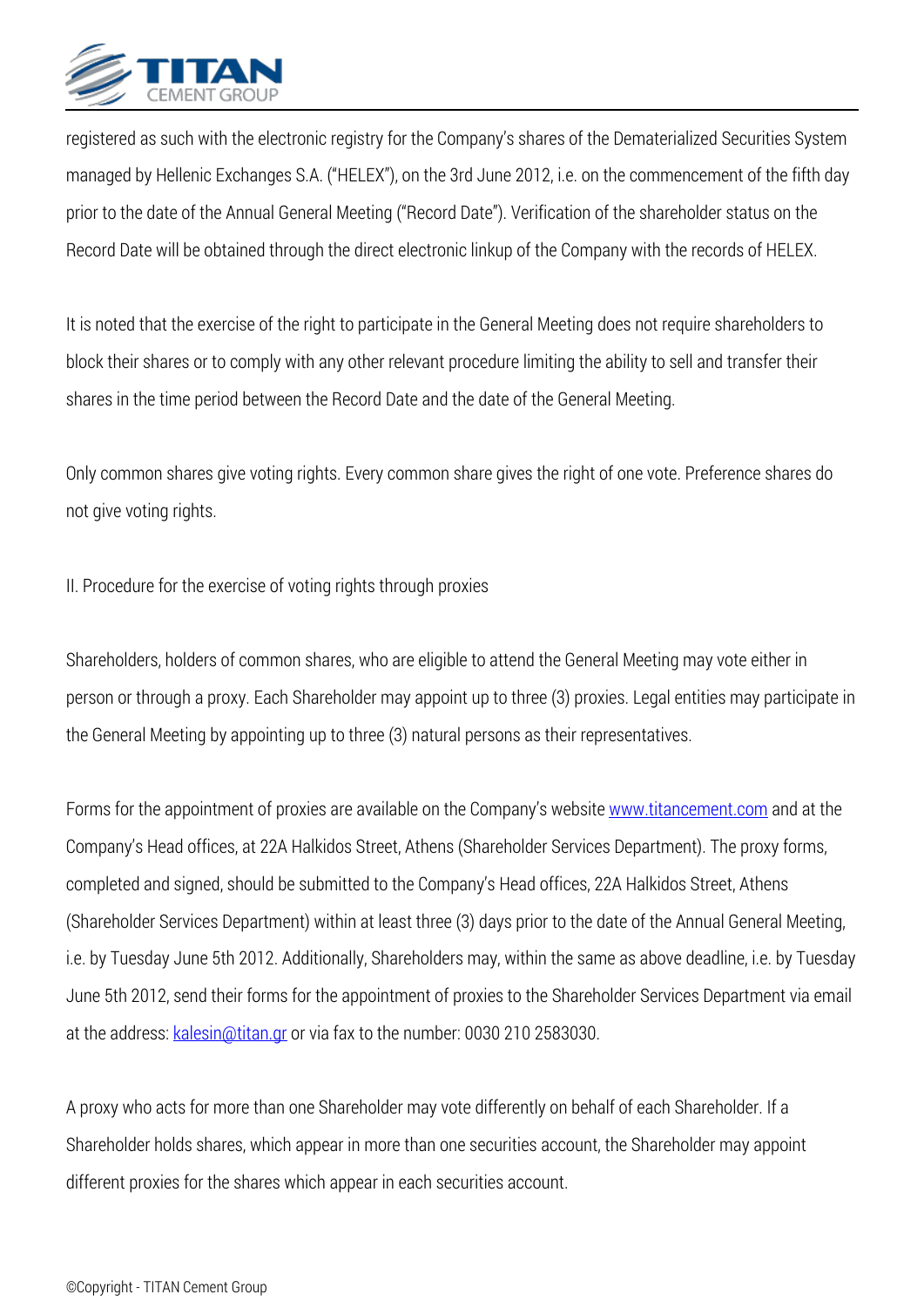registered as such with the electronic registry for the Company's shares of the Dematerialized Securities System managed by Hellenic Exchanges S.A. ("HELEX"), on the 3rd June 2012, i.e. on the commencement of the fifth day prior to the date of the Annual General Meeting ("Record Date"). Verification of the shareholder status on the Record Date will be obtained through the direct electronic linkup of the Company with the records of HELEX.

It is noted that the exercise of the right to participate in the General Meeting does not require shareholders to block their shares or to comply with any other relevant procedure limiting the ability to sell and transfer their shares in the time period between the Record Date and the date of the General Meeting.

Only common shares give voting rights. Every common share gives the right of one vote. Preference shares do not give voting rights.

II. Procedure for the exercise of voting rights through proxies

Shareholders, holders of common shares, who are eligible to attend the General Meeting may vote either in person or through a proxy. Each Shareholder may appoint up to three (3) proxies. Legal entities may participate in the General Meeting by appointing up to three (3) natural persons as their representatives.

Forms for the appointment of proxies are available on the Company's website www.titancement.com and at the Company's Head offices, at 22A Halkidos Street, Athens (Shareholder Services Department). The proxy forms, completed and signed, should be submitted to the Company's Head offices, 22A Halkidos Street, Athens (Shareholder Services Department) within at least three (3) days prior to the date of the Annual General Meeting, i.e. by Tuesday June 5th 2012. Additionally, Shareholders may, within the same as above deadline, i.e. by Tuesday June 5th 2012, send their forms for the appointment of proxies to the Shareholder Services Department via email at the address: kalesin@titan.gr or via fax to the number: 0030 210 2583030.

A proxy who acts for more than one Shareholder may vote differently on behalf of each Shareholder. If a Shareholder holds shares, which appear in more than one securities account, the Shareholder may appoint different proxies for the shares which appear in each securities account.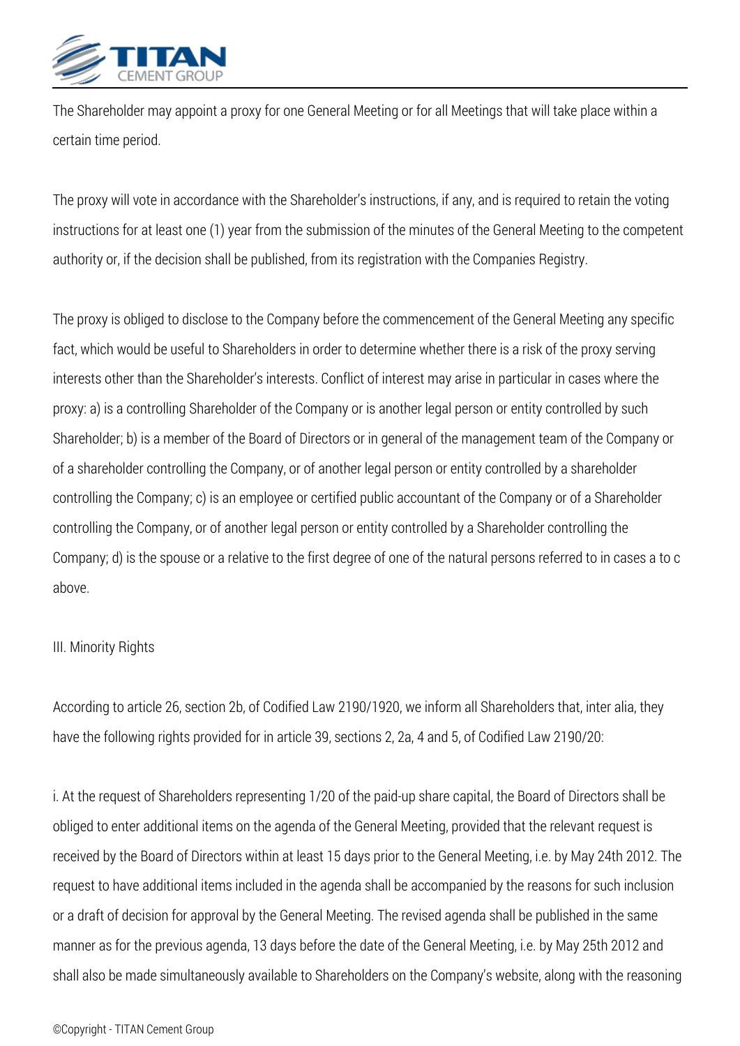The Shareholder may appoint a proxy for one General Meeting or for all Meetings that will take place within a certain time period.

The proxy will vote in accordance with the Shareholder's instructions, if any, and is required to retain the voting instructions for at least one (1) year from the submission of the minutes of the General Meeting to the competent authority or, if the decision shall be published, from its registration with the Companies Registry.

The proxy is obliged to disclose to the Company before the commencement of the General Meeting any specific fact, which would be useful to Shareholders in order to determine whether there is a risk of the proxy serving interests other than the Shareholder's interests. Conflict of interest may arise in particular in cases where the proxy: a) is a controlling Shareholder of the Company or is another legal person or entity controlled by such Shareholder; b) is a member of the Board of Directors or in general of the management team of the Company or of a shareholder controlling the Company, or of another legal person or entity controlled by a shareholder controlling the Company; c) is an employee or certified public accountant of the Company or of a Shareholder controlling the Company, or of another legal person or entity controlled by a Shareholder controlling the Company; d) is the spouse or a relative to the first degree of one of the natural persons referred to in cases a to c above.

III. Minority Rights

According to article 26, section 2b, of Codified Law 2190/1920, we inform all Shareholders that, inter alia, they have the following rights provided for in article 39, sections 2, 2a, 4 and 5, of Codified Law 2190/20:

i. At the request of Shareholders representing 1/20 of the paid-up share capital, the Board of Directors shall be obliged to enter additional items on the agenda of the General Meeting, provided that the relevant request is received by the Board of Directors within at least 15 days prior to the General Meeting, i.e. by May 24th 2012. The request to have additional items included in the agenda shall be accompanied by the reasons for such inclusion or a draft of decision for approval by the General Meeting. The revised agenda shall be published in the same manner as for the previous agenda, 13 days before the date of the General Meeting, i.e. by May 25th 2012 and shall also be made simultaneously available to Shareholders on the Company's website, along with the reasoning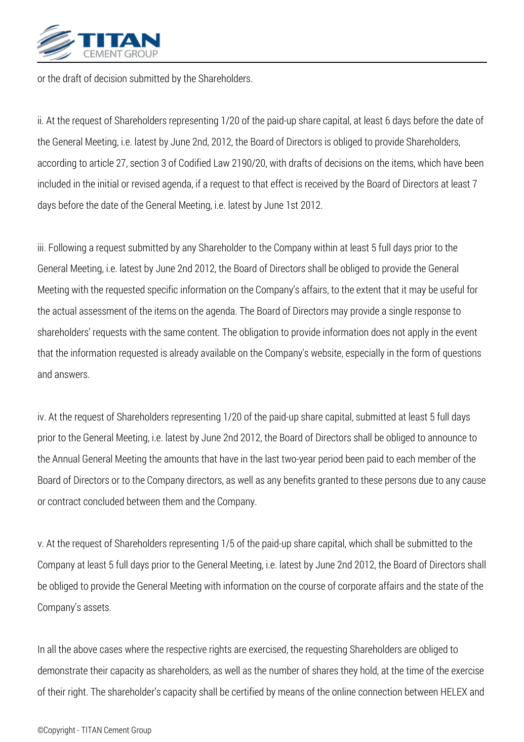or the draft of decision submitted by the Shareholders.

ii. At the request of Shareholders representing 1/20 of the paid-up share capital, at least 6 days before the date of the General Meeting, i.e. latest by June 2nd, 2012, the Board of Directors is obliged to provide Shareholders, according to article 27, section 3 of Codified Law 2190/20, with drafts of decisions on the items, which have been included in the initial or revised agenda, if a request to that effect is received by the Board of Directors at least 7 days before the date of the General Meeting, i.e. latest by June 1st 2012.

iii. Following a request submitted by any Shareholder to the Company within at least 5 full days prior to the General Meeting, i.e. latest by June 2nd 2012, the Board of Directors shall be obliged to provide the General Meeting with the requested specific information on the Company's affairs, to the extent that it may be useful for the actual assessment of the items on the agenda. The Board of Directors may provide a single response to shareholders' requests with the same content. The obligation to provide information does not apply in the event that the information requested is already available on the Company's website, especially in the form of questions and answers.

iv. At the request of Shareholders representing 1/20 of the paid-up share capital, submitted at least 5 full days prior to the General Meeting, i.e. latest by June 2nd 2012, the Board of Directors shall be obliged to announce to the Annual General Meeting the amounts that have in the last two-year period been paid to each member of the Board of Directors or to the Company directors, as well as any benefits granted to these persons due to any cause or contract concluded between them and the Company.

v. At the request of Shareholders representing 1/5 of the paid-up share capital, which shall be submitted to the Company at least 5 full days prior to the General Meeting, i.e. latest by June 2nd 2012, the Board of Directors shall be obliged to provide the General Meeting with information on the course of corporate affairs and the state of the Company's assets.

In all the above cases where the respective rights are exercised, the requesting Shareholders are obliged to demonstrate their capacity as shareholders, as well as the number of shares they hold, at the time of the exercise of their right. The shareholder's capacity shall be certified by means of the online connection between HELEX and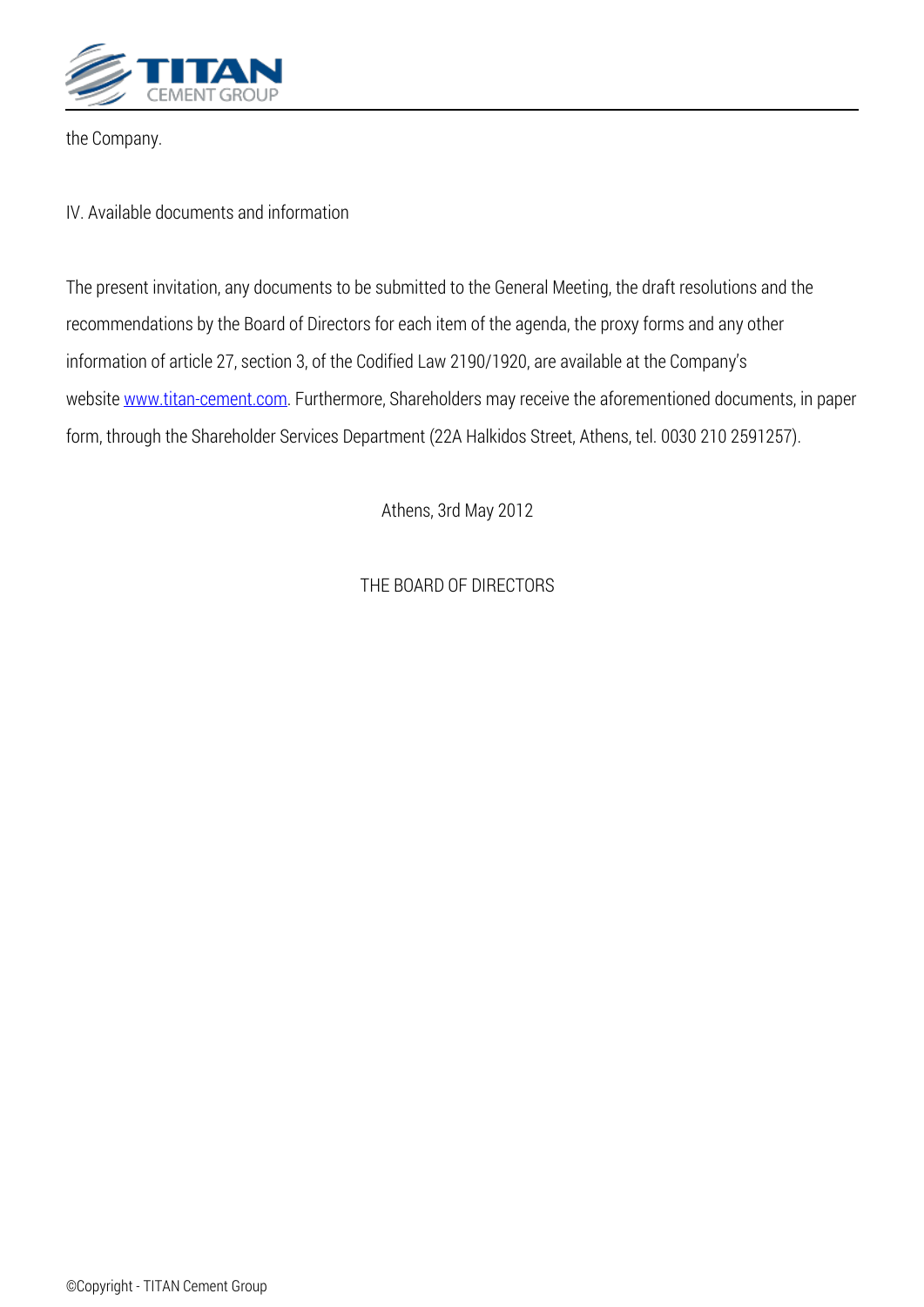the Company.

IV. Available documents and information

The present invitation, any documents to be submitted to the General Meeting, the draft resolutions and the recommendations by the Board of Directors for each item of the agenda, the proxy forms and any other information of article 27, section 3, of the Codified Law 2190/1920, are available at the Company's website www.titan-cement.com. Furthermore, Shareholders may receive the aforementioned documents, in paper form, through the Shareholder Services Department (22A Halkidos Street, Athens, tel. 0030 210 2591257).

Athens, 3rd May 2012

THE BOARD OF DIRECTORS